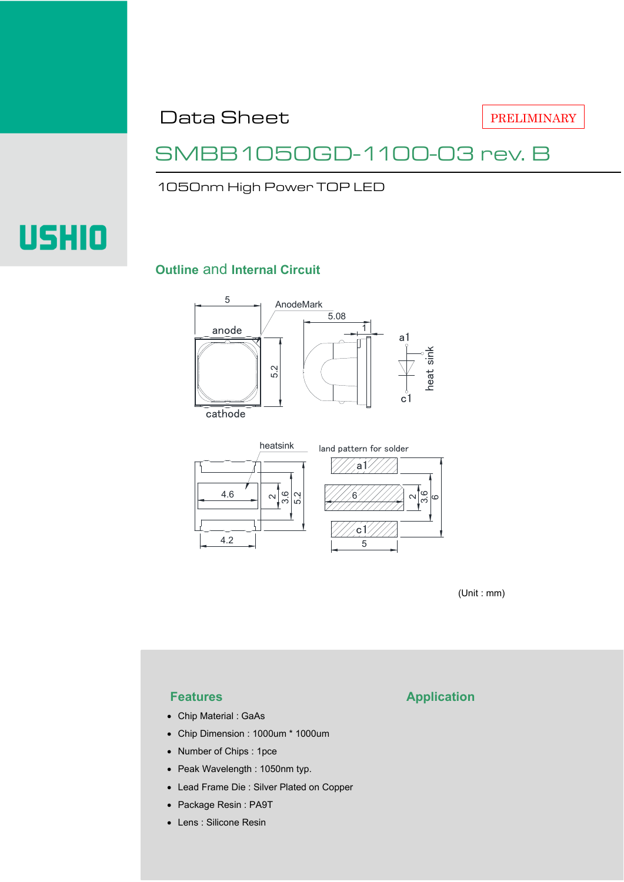USHIO

Data Sheet

PRELIMINARY

# SMBB1050GD-1100-03 rev. B

1050nm High Power TOP LED

## Outline and Internal Circuit

(Unit : mm)

## Features

- Chip Material : GaAs
- Chip Dimension : 1000um * 1000um
- Number of Chips : 1pce
- Peak Wavelength : 1050nm typ.
- Lead Frame Die : Silver Plated on Copper
- Package Resin : PA9T
- Lens : Silicone Resin

## Application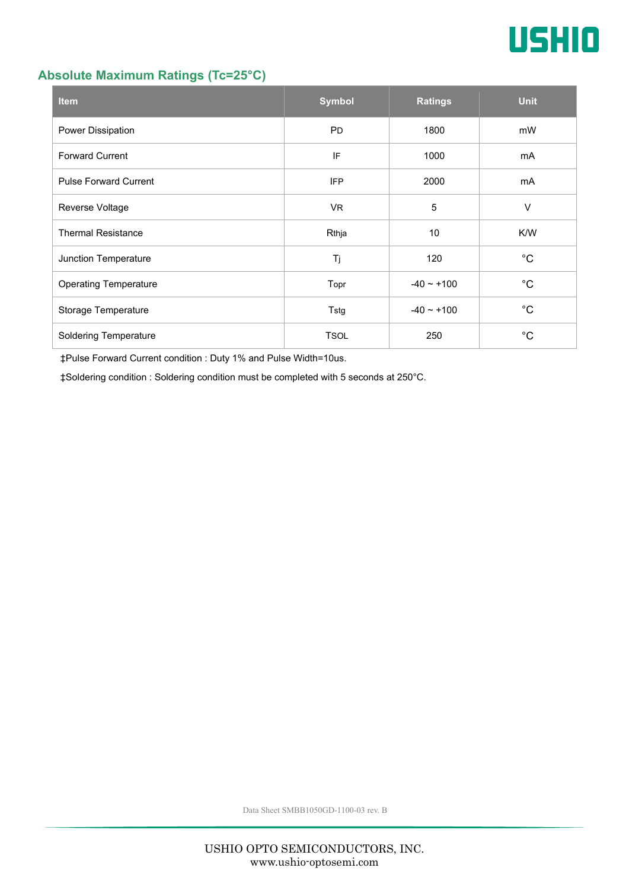## Absolute Maximum Ratings ($T_c$=25°C)

| Item | Symbol | Ratings | Unit |
|---|---|---|---|
| Power Dissipation | PD | 1800 | mW |
| Forward Current | IF | 1000 | mA |
| Pulse Forward Current | IFP | 2000 | mA |
| Reverse Voltage | VR | 5 | V |
| Thermal Resistance | Rthja | 10 | K/W |
| Junction Temperature | Tj | 120 | °C |
| Operating Temperature | Topr | -40 ~ +100 | °C |
| Storage Temperature | Tstg | -40 ~ +100 | °C |
| Soldering Temperature | TSOL | 250 | °C |

‡Pulse Forward Current condition : Duty 1% and Pulse Width=10us.

‡Soldering condition : Soldering condition must be completed with 5 seconds at 250°C.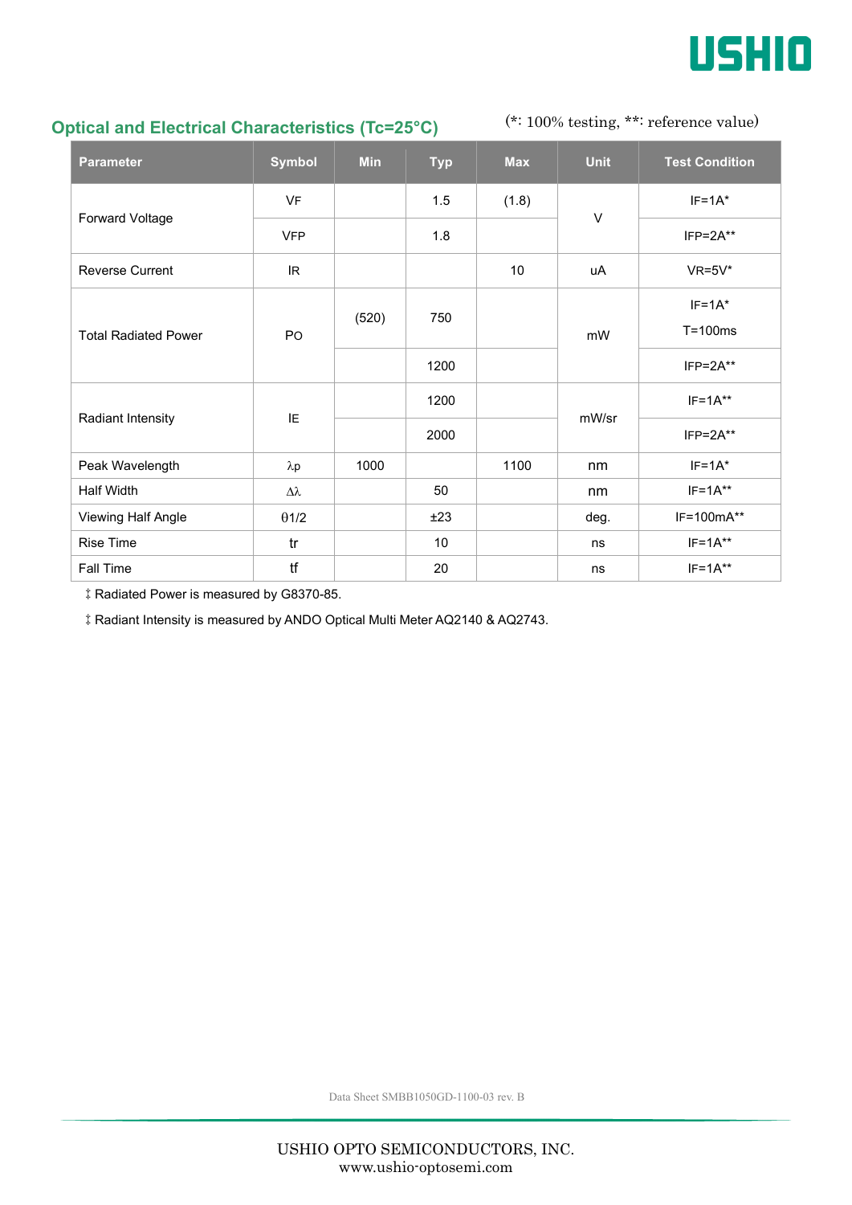## Optical and Electrical Characteristics (Tc=25°C)

(*: 100% testing, **: reference value)

| Parameter | Symbol | Min | Typ | Max | Unit | Test Condition |
|---|---|---|---|---|---|---|
| Forward Voltage | VF | | 1.5 | (1.8) | V | IF=1A* |
| | VFP | | 1.8 | | | IFP=2A** |
| Reverse Current | IR | | | 10 | uA | VR=5V* |
| Total Radiated Power | PO | (520) | 750 | | mW | IF=1A* T=100ms |
| | | | 1200 | | | IFP=2A** |
| Radiant Intensity | IE | | 1200 | | mW/sr | IF=1A** |
| | | | 2000 | | | IFP=2A** |
| Peak Wavelength | λp | 1000 | | 1100 | nm | IF=1A* |
| Half Width | Δλ | | 50 | | nm | IF=1A** |
| Viewing Half Angle | θ1/2 | | ±23 | | deg. | IF=100mA** |
| Rise Time | tr | | 10 | | ns | IF=1A** |
| Fall Time | tf | | 20 | | ns | IF=1A** |

‡ Radiated Power is measured by G8370-85.

‡ Radiant Intensity is measured by ANDO Optical Multi Meter AQ2140 & AQ2743.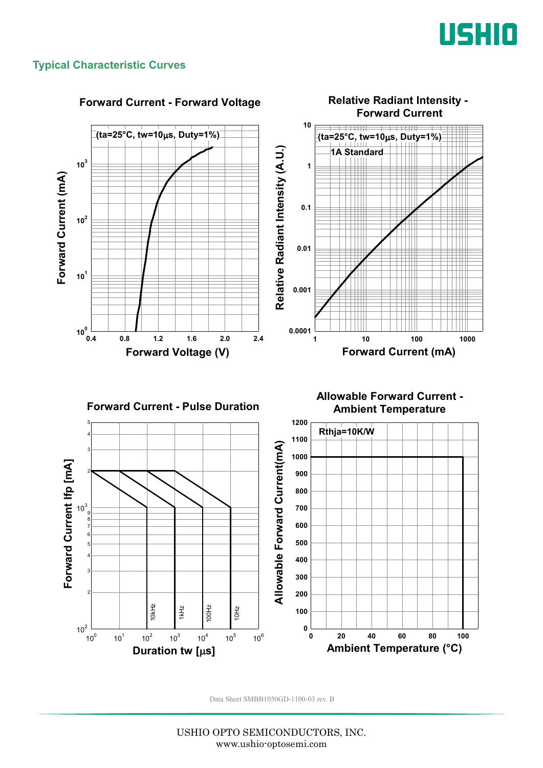## Typical Characteristic Curves

### Forward Current - Forward Voltage

(ta=25°C, tw=10μs, Duty=1%)

Forward Current (mA): $10^0$, $10^1$, $10^2$, $10^3$

Forward Voltage (V): 0.4, 0.8, 1.2, 1.6, 2.0, 2.4

### Relative Radiant Intensity - Forward Current

(ta=25°C, tw=10μs, Duty=1%)

1A Standard

Relative Radiant Intensity (A.U.): 0.0001, 0.001, 0.01, 0.1, 1, 10

Forward Current (mA): 1, 10, 100, 1000

### Forward Current - Pulse Duration

Forward Current Ifp [mA]: $10^2$, 2, 3, 4, 5, 6, 7, 8, 9, $10^3$, 2, 3, 4, 5

Duration tw [μs]: $10^0$, $10^1$, $10^2$, $10^3$, $10^4$, $10^5$, $10^6$

10kHz, 1kHz, 100Hz, 10Hz

### Allowable Forward Current - Ambient Temperature

Rthja=10K/W

Allowable Forward Current(mA): 0, 100, 200, 300, 400, 500, 600, 700, 800, 900, 1000, 1100, 1200

Ambient Temperature (°C): 0, 20, 40, 60, 80, 100

Data Sheet SMBB1050GD-1100-03 rev. B

USHIO OPTO SEMICONDUCTORS, INC.
www.ushio-optosemi.com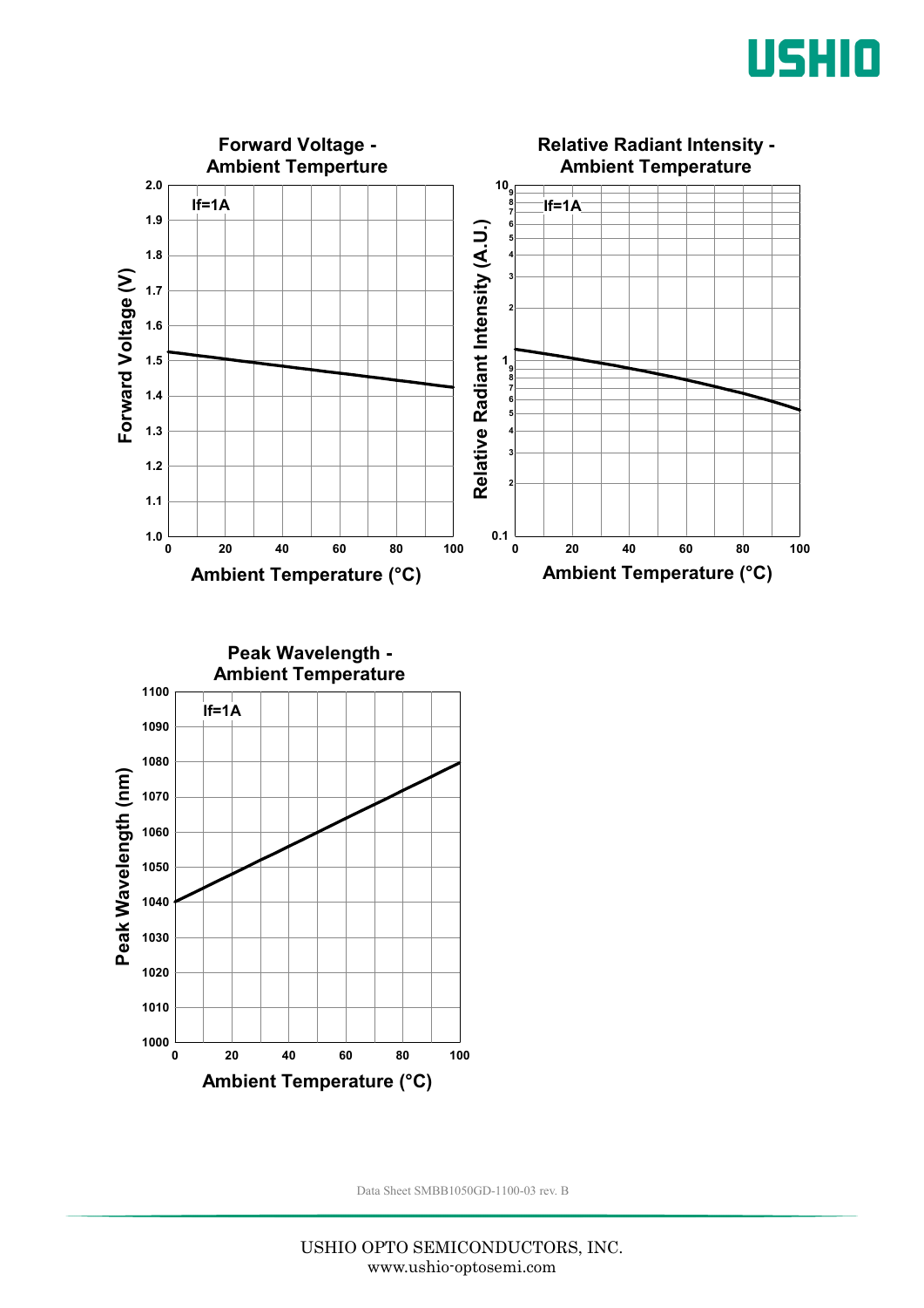**Forward Voltage - Ambient Temperture**

If=1A

Forward Voltage (V) vs. Ambient Temperature (°C)

**Relative Radiant Intensity - Ambient Temperature**

If=1A

Relative Radiant Intensity (A.U.) vs. Ambient Temperature (°C)

**Peak Wavelength - Ambient Temperature**

If=1A

Peak Wavelength (nm) vs. Ambient Temperature (°C)

Data Sheet SMBB1050GD-1100-03 rev. B

USHIO OPTO SEMICONDUCTORS, INC.
www.ushio-optosemi.com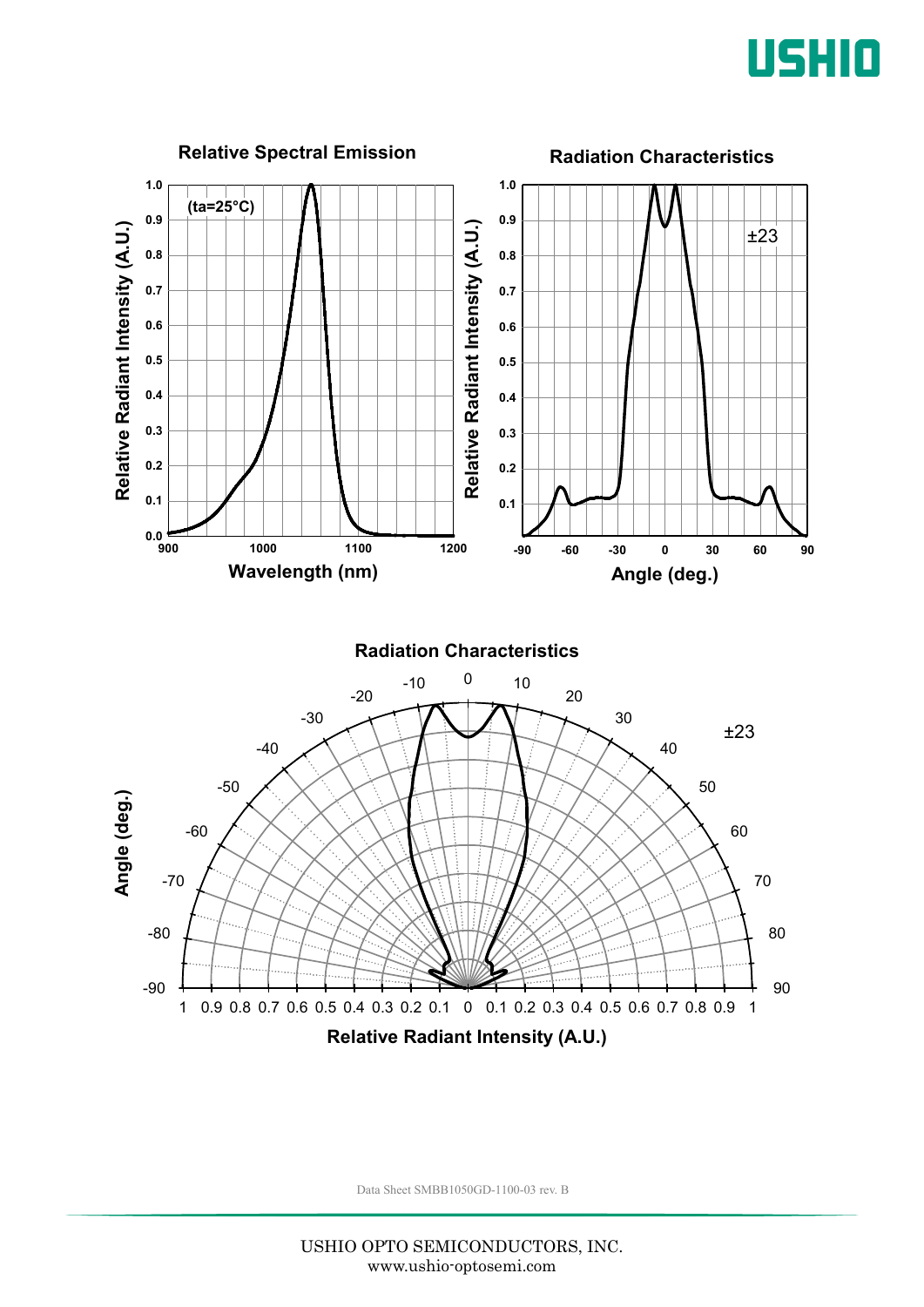**Relative Spectral Emission**

(ta=25°C)

Relative Radiant Intensity (A.U.)

Wavelength (nm)

**Radiation Characteristics**

±23

Relative Radiant Intensity (A.U.)

Angle (deg.)

**Radiation Characteristics**

±23

Angle (deg.)

Relative Radiant Intensity (A.U.)

Data Sheet SMBB1050GD-1100-03 rev. B

USHIO OPTO SEMICONDUCTORS, INC.
www.ushio-optosemi.com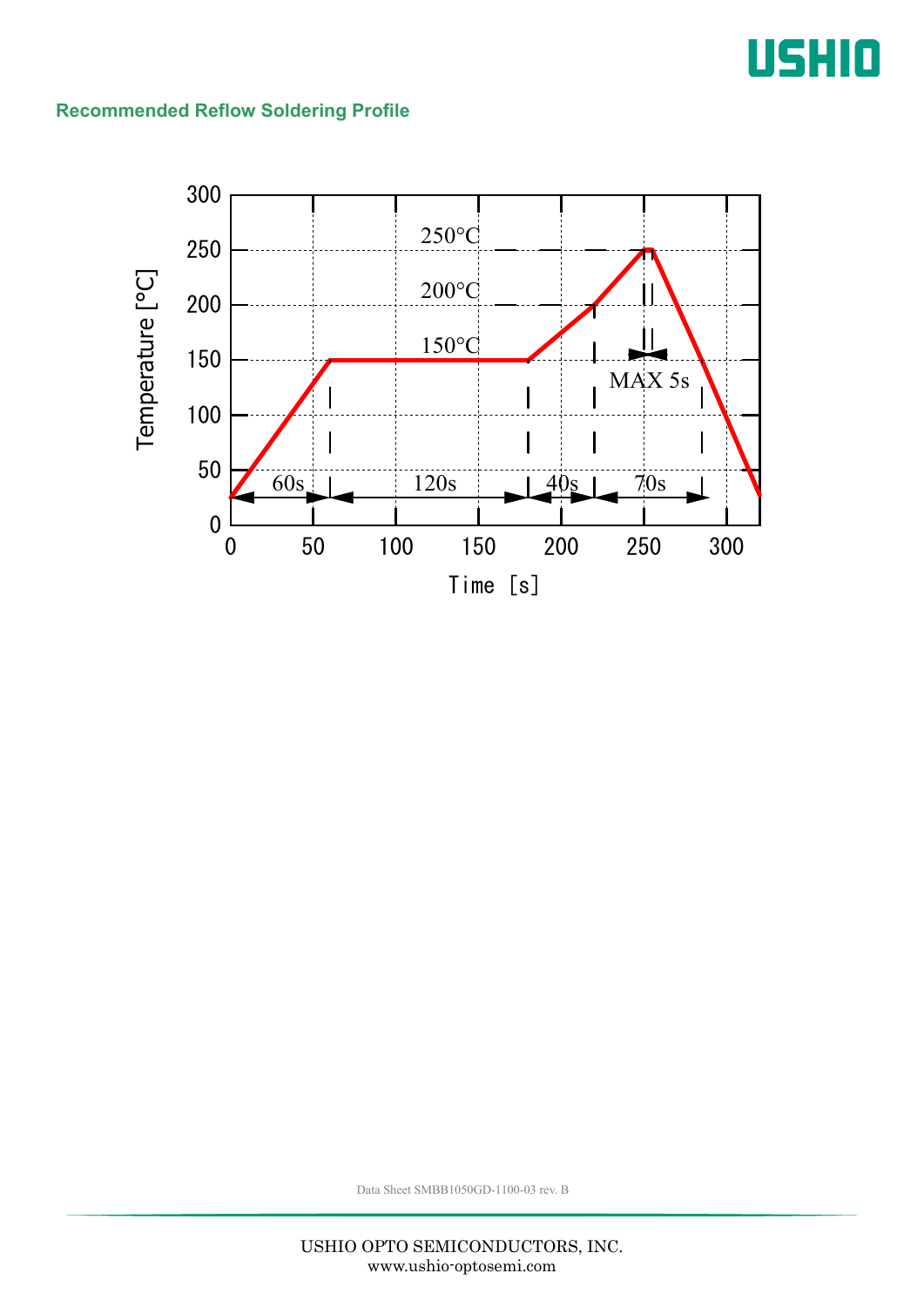## Recommended Reflow Soldering Profile

Temperature [°C]

300
250
200
150
100
50
0

250°C
200°C
150°C

MAX 5s

60s
120s
40s
70s

0 50 100 150 200 250 300

Time [s]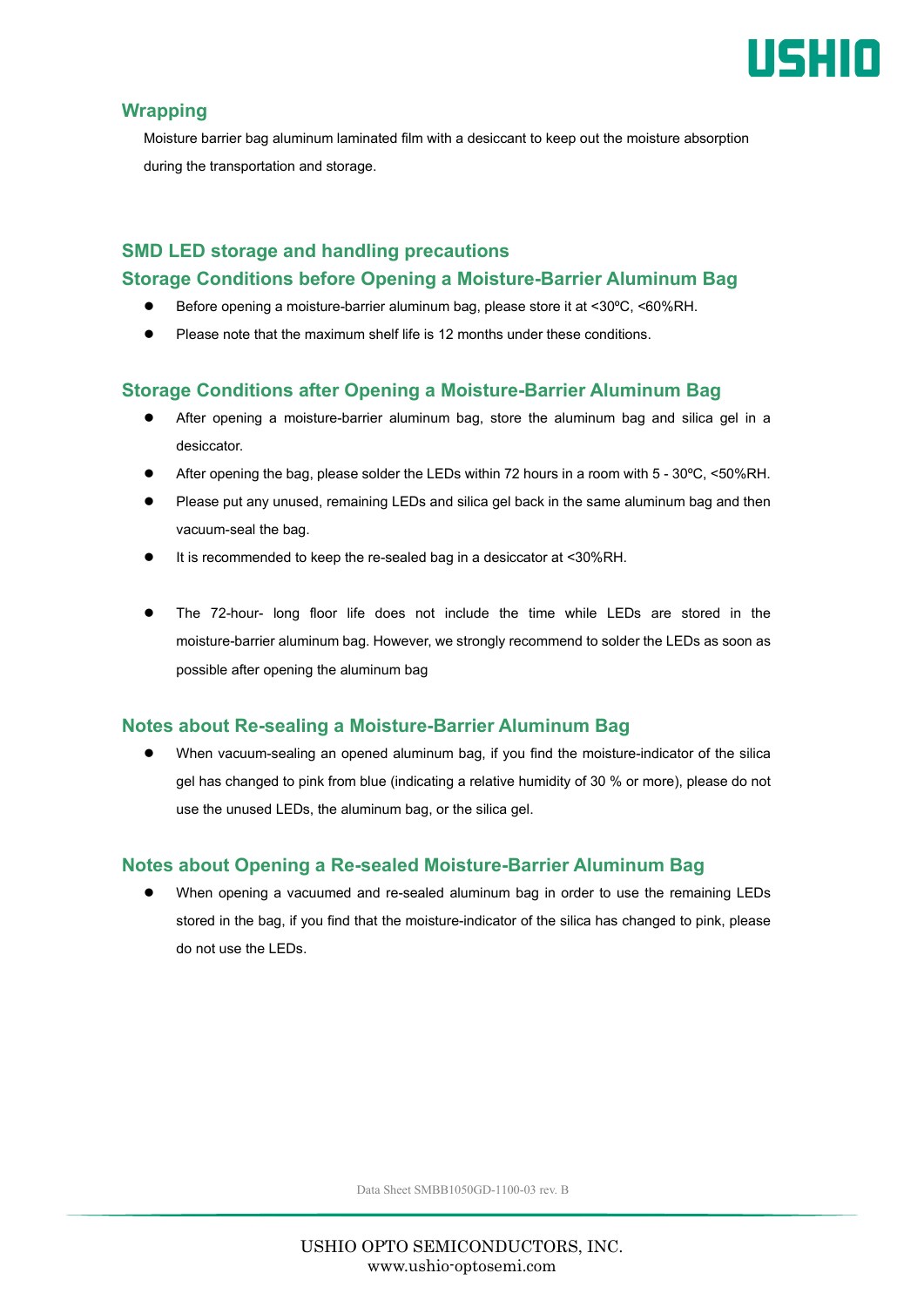## Wrapping

Moisture barrier bag aluminum laminated film with a desiccant to keep out the moisture absorption during the transportation and storage.

## SMD LED storage and handling precautions

### Storage Conditions before Opening a Moisture-Barrier Aluminum Bag

- Before opening a moisture-barrier aluminum bag, please store it at <30ºC, <60%RH.
- Please note that the maximum shelf life is 12 months under these conditions.

### Storage Conditions after Opening a Moisture-Barrier Aluminum Bag

- After opening a moisture-barrier aluminum bag, store the aluminum bag and silica gel in a desiccator.
- After opening the bag, please solder the LEDs within 72 hours in a room with 5 - 30ºC, <50%RH.
- Please put any unused, remaining LEDs and silica gel back in the same aluminum bag and then vacuum-seal the bag.
- It is recommended to keep the re-sealed bag in a desiccator at <30%RH.

- The 72-hour- long floor life does not include the time while LEDs are stored in the moisture-barrier aluminum bag. However, we strongly recommend to solder the LEDs as soon as possible after opening the aluminum bag

### Notes about Re-sealing a Moisture-Barrier Aluminum Bag

- When vacuum-sealing an opened aluminum bag, if you find the moisture-indicator of the silica gel has changed to pink from blue (indicating a relative humidity of 30 % or more), please do not use the unused LEDs, the aluminum bag, or the silica gel.

### Notes about Opening a Re-sealed Moisture-Barrier Aluminum Bag

- When opening a vacuumed and re-sealed aluminum bag in order to use the remaining LEDs stored in the bag, if you find that the moisture-indicator of the silica has changed to pink, please do not use the LEDs.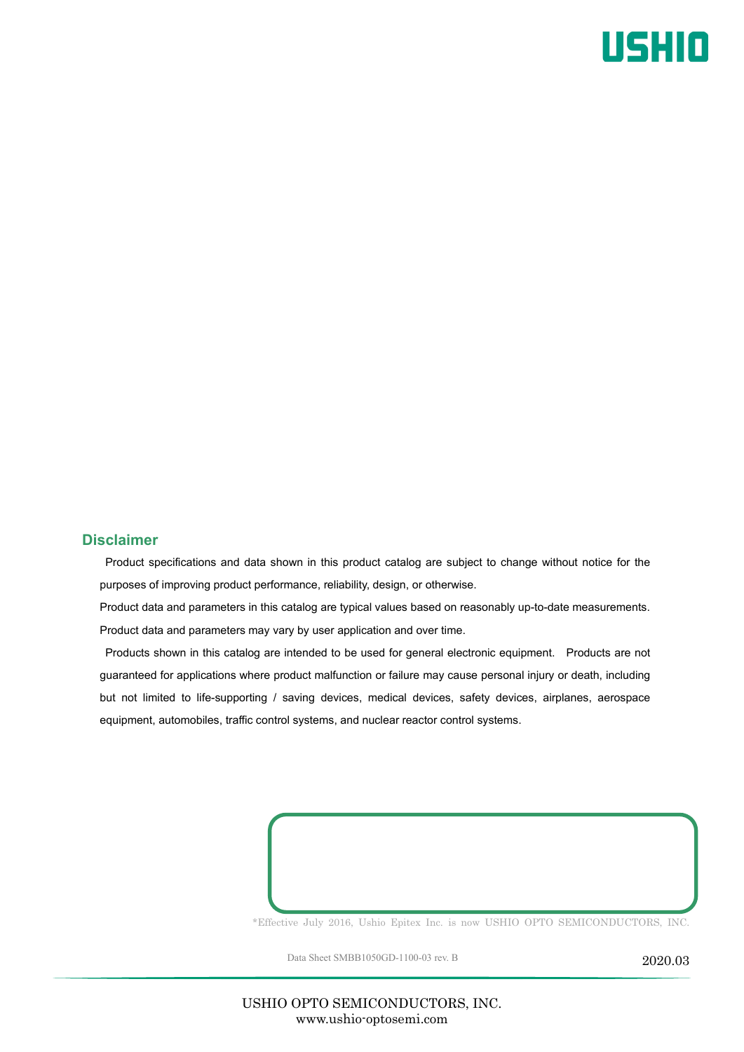## Disclaimer

Product specifications and data shown in this product catalog are subject to change without notice for the purposes of improving product performance, reliability, design, or otherwise.

Product data and parameters in this catalog are typical values based on reasonably up-to-date measurements. Product data and parameters may vary by user application and over time.

Products shown in this catalog are intended to be used for general electronic equipment. Products are not guaranteed for applications where product malfunction or failure may cause personal injury or death, including but not limited to life-supporting / saving devices, medical devices, safety devices, airplanes, aerospace equipment, automobiles, traffic control systems, and nuclear reactor control systems.

*Effective July 2016, Ushio Epitex Inc. is now USHIO OPTO SEMICONDUCTORS, INC.

Data Sheet SMBB1050GD-1100-03 rev. B

2020.03

USHIO OPTO SEMICONDUCTORS, INC.
www.ushio-optosemi.com